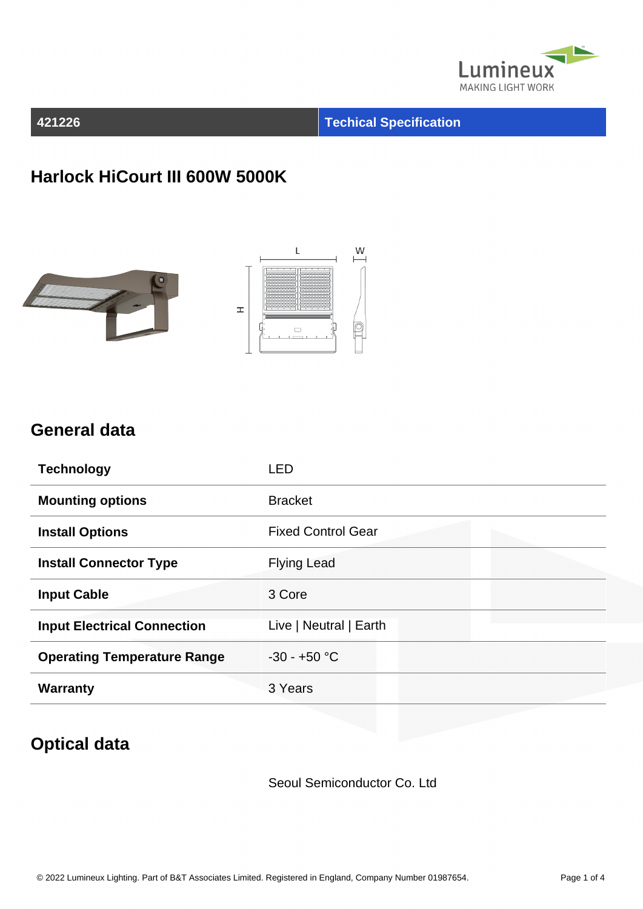Lumineux
MAKING LIGHT WORK

| 421226 | Techical Specification |
|---|---|

# Harlock HiCourt III 600W 5000K

## General data

| | |
|---|---|
| **Technology** | LED |
| **Mounting options** | Bracket |
| **Install Options** | Fixed Control Gear |
| **Install Connector Type** | Flying Lead |
| **Input Cable** | 3 Core |
| **Input Electrical Connection** | Live \| Neutral \| Earth |
| **Operating Temperature Range** | -30 - +50 °C |
| **Warranty** | 3 Years |

## Optical data

Seoul Semiconductor Co. Ltd

© 2022 Lumineux Lighting. Part of B&T Associates Limited. Registered in England, Company Number 01987654.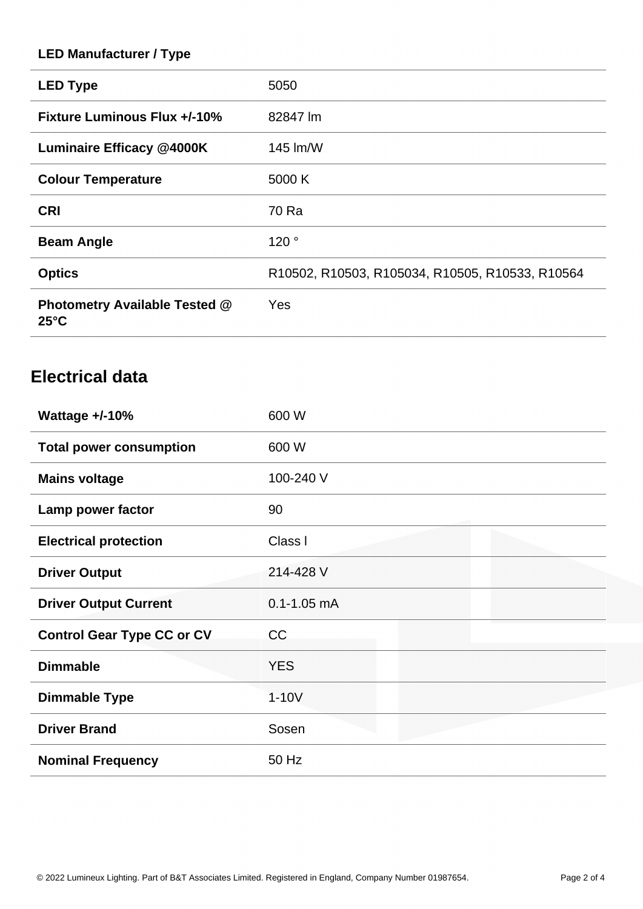| LED Manufacturer / Type | |
|---|---|
| **LED Type** | 5050 |
| **Fixture Luminous Flux +/-10%** | 82847 lm |
| **Luminaire Efficacy @4000K** | 145 lm/W |
| **Colour Temperature** | 5000 K |
| **CRI** | 70 Ra |
| **Beam Angle** | 120 ° |
| **Optics** | R10502, R10503, R105034, R10505, R10533, R10564 |
| **Photometry Available Tested @ 25°C** | Yes |

## Electrical data

| | |
|---|---|
| **Wattage +/-10%** | 600 W |
| **Total power consumption** | 600 W |
| **Mains voltage** | 100-240 V |
| **Lamp power factor** | 90 |
| **Electrical protection** | Class I |
| **Driver Output** | 214-428 V |
| **Driver Output Current** | 0.1-1.05 mA |
| **Control Gear Type CC or CV** | CC |
| **Dimmable** | YES |
| **Dimmable Type** | 1-10V |
| **Driver Brand** | Sosen |
| **Nominal Frequency** | 50 Hz |

© 2022 Lumineux Lighting. Part of B&T Associates Limited. Registered in England, Company Number 01987654.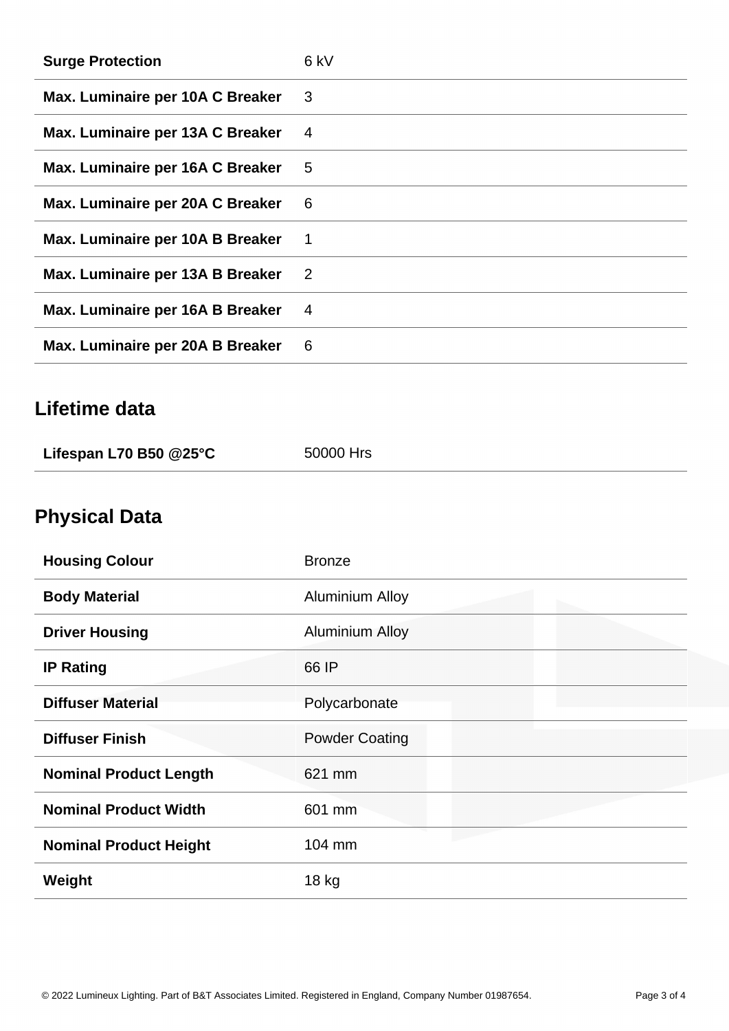| | |
|---|---|
| **Surge Protection** | 6 kV |
| **Max. Luminaire per 10A C Breaker** | 3 |
| **Max. Luminaire per 13A C Breaker** | 4 |
| **Max. Luminaire per 16A C Breaker** | 5 |
| **Max. Luminaire per 20A C Breaker** | 6 |
| **Max. Luminaire per 10A B Breaker** | 1 |
| **Max. Luminaire per 13A B Breaker** | 2 |
| **Max. Luminaire per 16A B Breaker** | 4 |
| **Max. Luminaire per 20A B Breaker** | 6 |

## Lifetime data

| | |
|---|---|
| **Lifespan L70 B50 @25°C** | 50000 Hrs |

## Physical Data

| | |
|---|---|
| **Housing Colour** | Bronze |
| **Body Material** | Aluminium Alloy |
| **Driver Housing** | Aluminium Alloy |
| **IP Rating** | 66 IP |
| **Diffuser Material** | Polycarbonate |
| **Diffuser Finish** | Powder Coating |
| **Nominal Product Length** | 621 mm |
| **Nominal Product Width** | 601 mm |
| **Nominal Product Height** | 104 mm |
| **Weight** | 18 kg |

© 2022 Lumineux Lighting. Part of B&T Associates Limited. Registered in England, Company Number 01987654.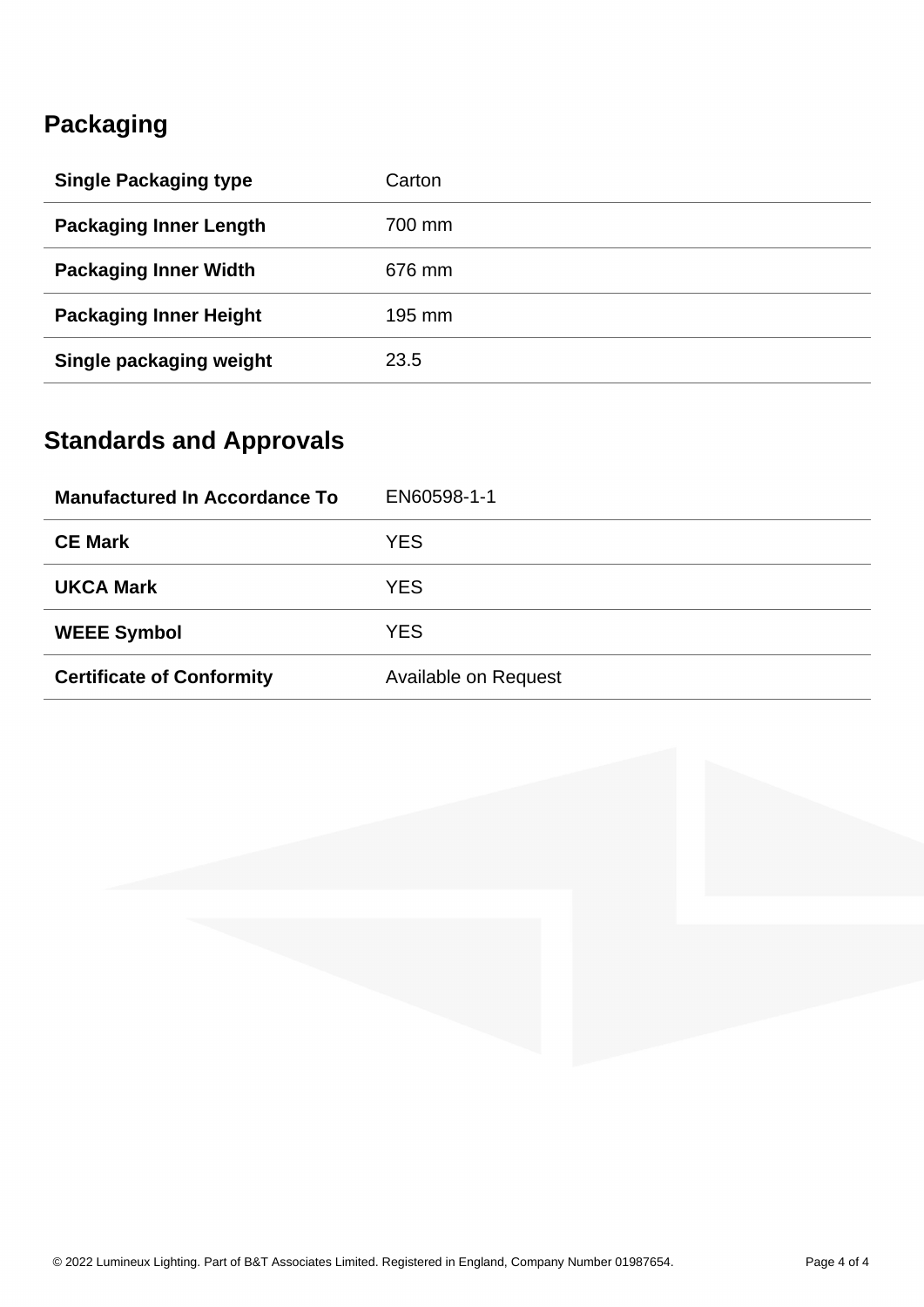## Packaging

| | |
|---|---|
| **Single Packaging type** | Carton |
| **Packaging Inner Length** | 700 mm |
| **Packaging Inner Width** | 676 mm |
| **Packaging Inner Height** | 195 mm |
| **Single packaging weight** | 23.5 |

## Standards and Approvals

| | |
|---|---|
| **Manufactured In Accordance To** | EN60598-1-1 |
| **CE Mark** | YES |
| **UKCA Mark** | YES |
| **WEEE Symbol** | YES |
| **Certificate of Conformity** | Available on Request |

© 2022 Lumineux Lighting. Part of B&T Associates Limited. Registered in England, Company Number 01987654.